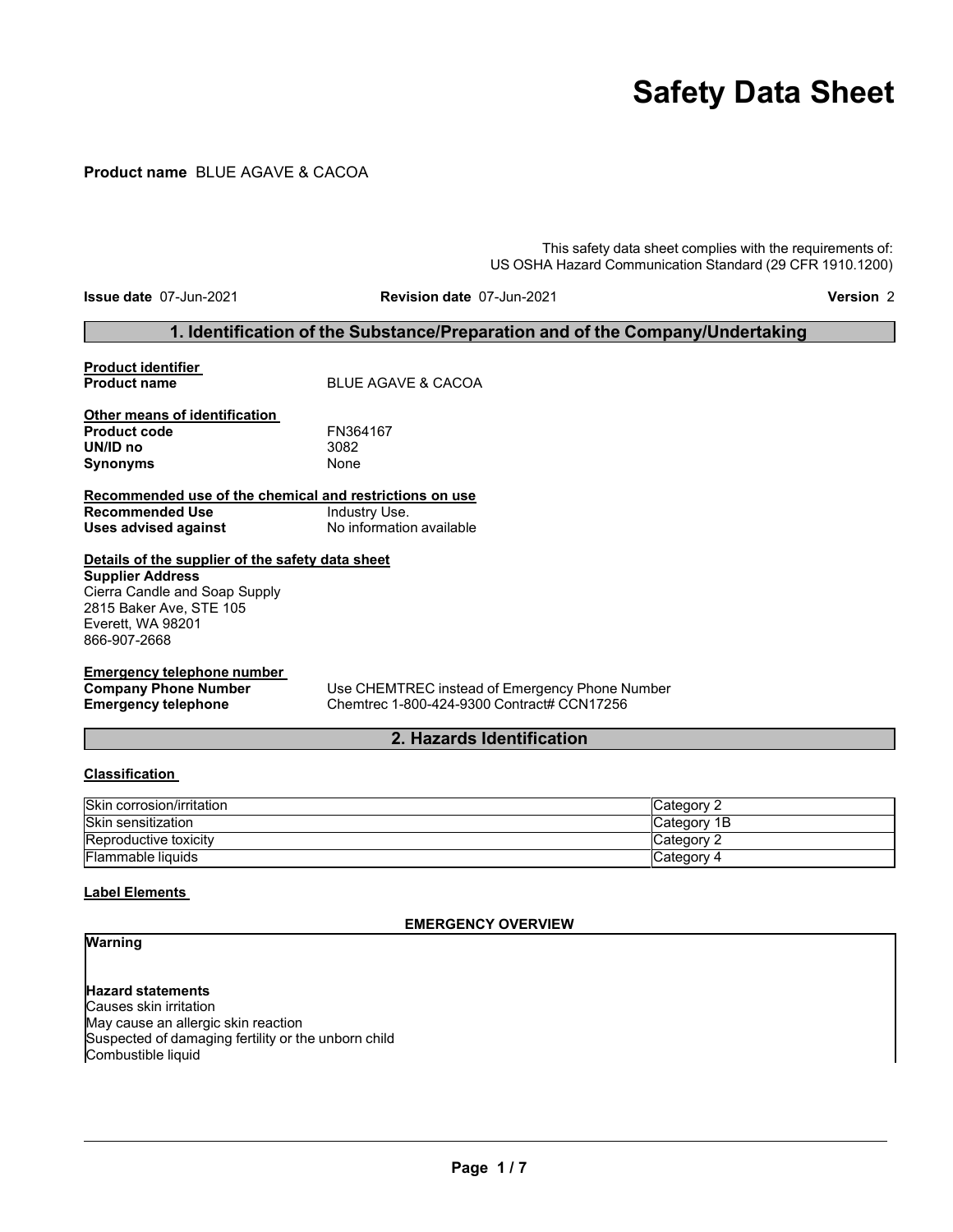# Safety Data Sheet

**Product name** BLUE AGAVE & CACOA

This safety data sheet complies with the requirements of:
US OSHA Hazard Communication Standard (29 CFR 1910.1200)

**Issue date** 07-Jun-2021 **Revision date** 07-Jun-2021 **Version** 2

## 1. Identification of the Substance/Preparation and of the Company/Undertaking

**Product identifier**

**Product name** BLUE AGAVE & CACOA

**Other means of identification**

**Product code** FN364167
**UN/ID no** 3082
**Synonyms** None

**Recommended use of the chemical and restrictions on use**

**Recommended Use** Industry Use.
**Uses advised against** No information available

**Details of the supplier of the safety data sheet**

**Supplier Address**
Cierra Candle and Soap Supply
2815 Baker Ave, STE 105
Everett, WA 98201
866-907-2668

**Emergency telephone number**

**Company Phone Number** Use CHEMTREC instead of Emergency Phone Number
**Emergency telephone** Chemtrec 1-800-424-9300 Contract# CCN17256

## 2. Hazards Identification

**Classification**

| Skin corrosion/irritation | Category 2 |
|---|---|
| Skin sensitization | Category 1B |
| Reproductive toxicity | Category 2 |
| Flammable liquids | Category 4 |

**Label Elements**

**EMERGENCY OVERVIEW**

**Warning**

**Hazard statements**
Causes skin irritation
May cause an allergic skin reaction
Suspected of damaging fertility or the unborn child
Combustible liquid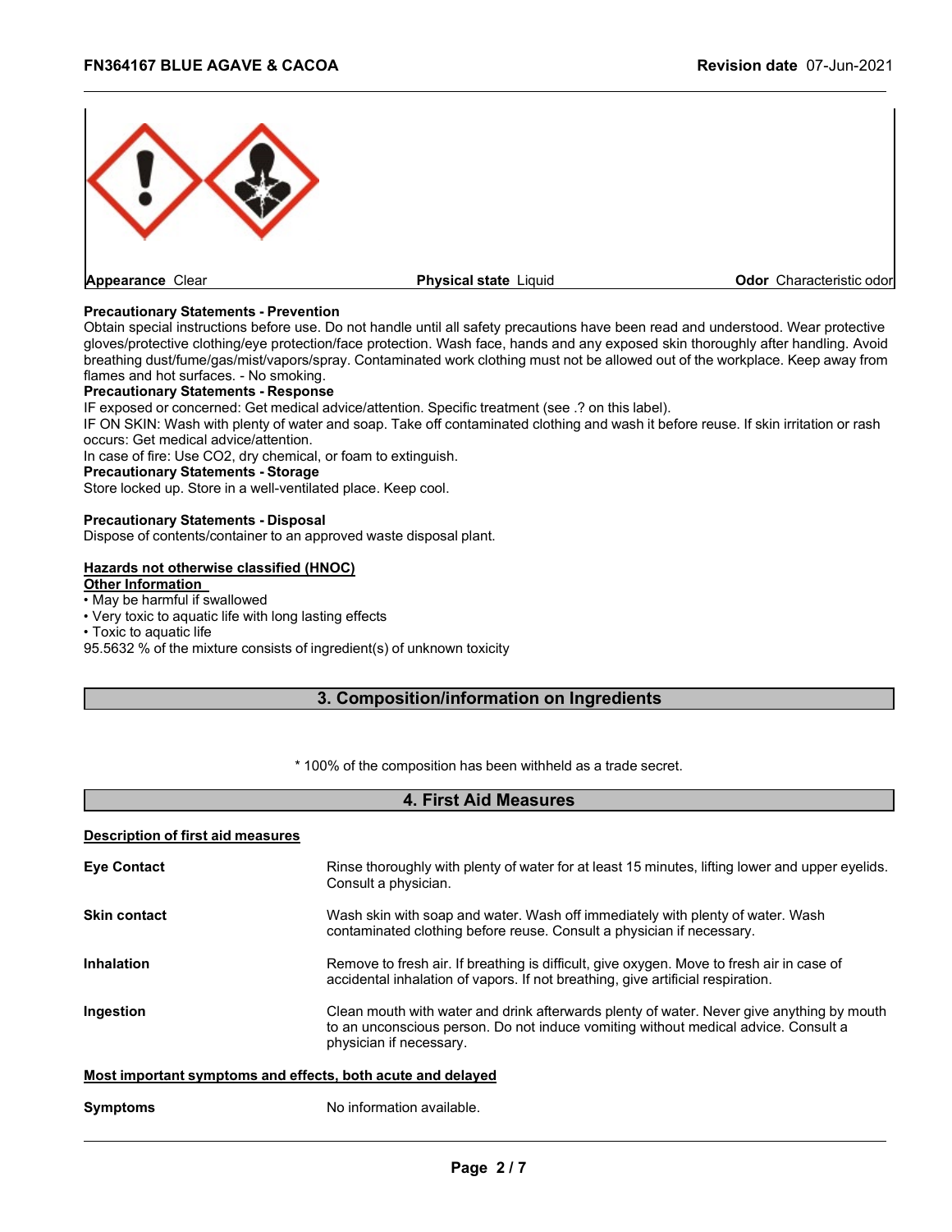| Appearance Clear | Physical state Liquid | Odor Characteristic odor |
|---|---|---|

**Precautionary Statements - Prevention**
Obtain special instructions before use. Do not handle until all safety precautions have been read and understood. Wear protective gloves/protective clothing/eye protection/face protection. Wash face, hands and any exposed skin thoroughly after handling. Avoid breathing dust/fume/gas/mist/vapors/spray. Contaminated work clothing must not be allowed out of the workplace. Keep away from flames and hot surfaces. - No smoking.

**Precautionary Statements - Response**
IF exposed or concerned: Get medical advice/attention. Specific treatment (see .? on this label).
IF ON SKIN: Wash with plenty of water and soap. Take off contaminated clothing and wash it before reuse. If skin irritation or rash occurs: Get medical advice/attention.
In case of fire: Use CO2, dry chemical, or foam to extinguish.

**Precautionary Statements - Storage**
Store locked up. Store in a well-ventilated place. Keep cool.

**Precautionary Statements - Disposal**
Dispose of contents/container to an approved waste disposal plant.

**Hazards not otherwise classified (HNOC)**

**Other Information**

- May be harmful if swallowed
- Very toxic to aquatic life with long lasting effects
- Toxic to aquatic life

95.5632 % of the mixture consists of ingredient(s) of unknown toxicity

## 3. Composition/information on Ingredients

* 100% of the composition has been withheld as a trade secret.

## 4. First Aid Measures

**Description of first aid measures**

| | |
|---|---|
| **Eye Contact** | Rinse thoroughly with plenty of water for at least 15 minutes, lifting lower and upper eyelids. Consult a physician. |
| **Skin contact** | Wash skin with soap and water. Wash off immediately with plenty of water. Wash contaminated clothing before reuse. Consult a physician if necessary. |
| **Inhalation** | Remove to fresh air. If breathing is difficult, give oxygen. Move to fresh air in case of accidental inhalation of vapors. If not breathing, give artificial respiration. |
| **Ingestion** | Clean mouth with water and drink afterwards plenty of water. Never give anything by mouth to an unconscious person. Do not induce vomiting without medical advice. Consult a physician if necessary. |

**Most important symptoms and effects, both acute and delayed**

| | |
|---|---|
| **Symptoms** | No information available. |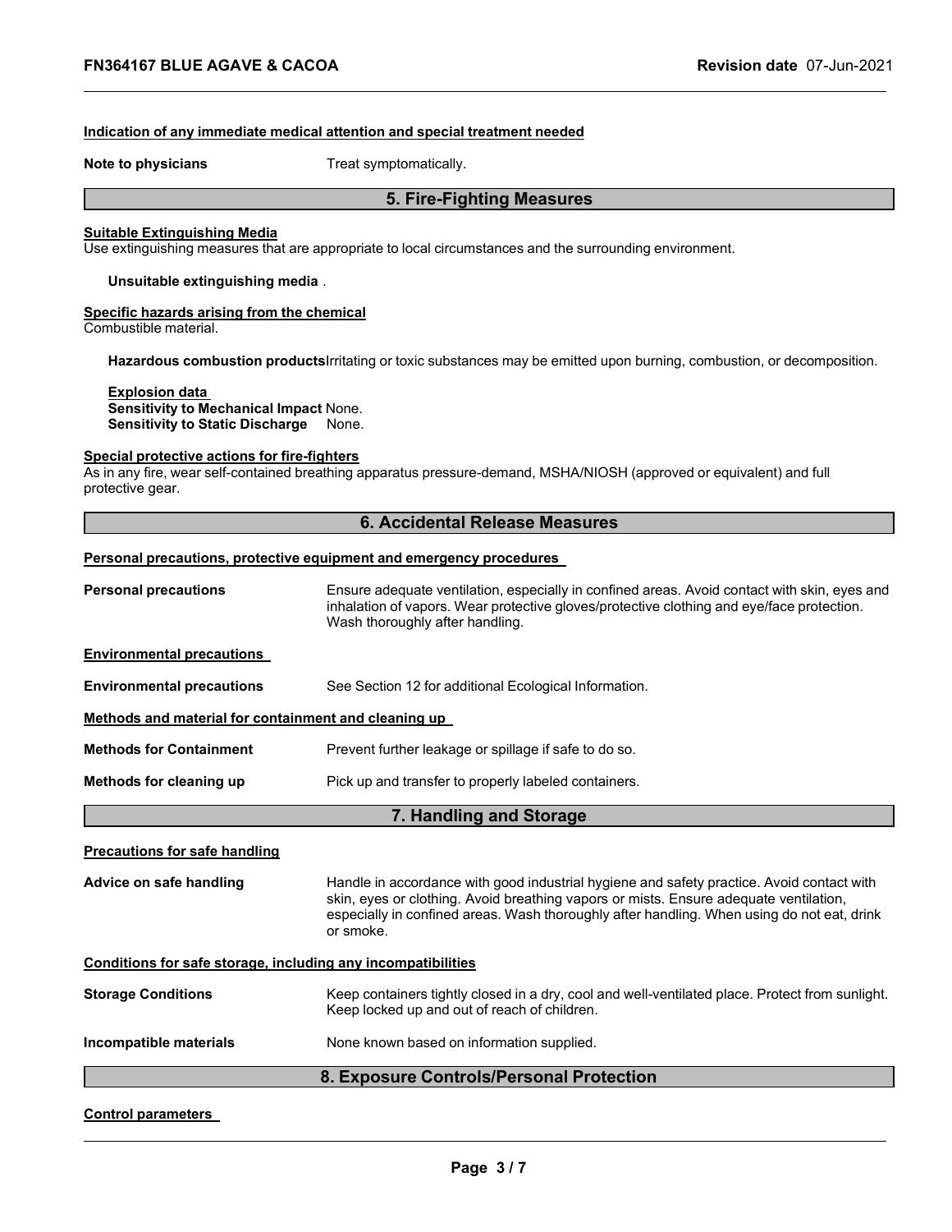**Indication of any immediate medical attention and special treatment needed**

**Note to physicians** Treat symptomatically.

## 5. Fire-Fighting Measures

**Suitable Extinguishing Media**
Use extinguishing measures that are appropriate to local circumstances and the surrounding environment.

**Unsuitable extinguishing media** .

**Specific hazards arising from the chemical**
Combustible material.

**Hazardous combustion products** Irritating or toxic substances may be emitted upon burning, combustion, or decomposition.

**Explosion data**
**Sensitivity to Mechanical Impact** None.
**Sensitivity to Static Discharge** None.

**Special protective actions for fire-fighters**
As in any fire, wear self-contained breathing apparatus pressure-demand, MSHA/NIOSH (approved or equivalent) and full protective gear.

## 6. Accidental Release Measures

**Personal precautions, protective equipment and emergency procedures**

**Personal precautions** Ensure adequate ventilation, especially in confined areas. Avoid contact with skin, eyes and inhalation of vapors. Wear protective gloves/protective clothing and eye/face protection. Wash thoroughly after handling.

**Environmental precautions**

**Environmental precautions** See Section 12 for additional Ecological Information.

**Methods and material for containment and cleaning up**

**Methods for Containment** Prevent further leakage or spillage if safe to do so.

**Methods for cleaning up** Pick up and transfer to properly labeled containers.

## 7. Handling and Storage

**Precautions for safe handling**

**Advice on safe handling** Handle in accordance with good industrial hygiene and safety practice. Avoid contact with skin, eyes or clothing. Avoid breathing vapors or mists. Ensure adequate ventilation, especially in confined areas. Wash thoroughly after handling. When using do not eat, drink or smoke.

**Conditions for safe storage, including any incompatibilities**

**Storage Conditions** Keep containers tightly closed in a dry, cool and well-ventilated place. Protect from sunlight. Keep locked up and out of reach of children.

**Incompatible materials** None known based on information supplied.

## 8. Exposure Controls/Personal Protection

**Control parameters**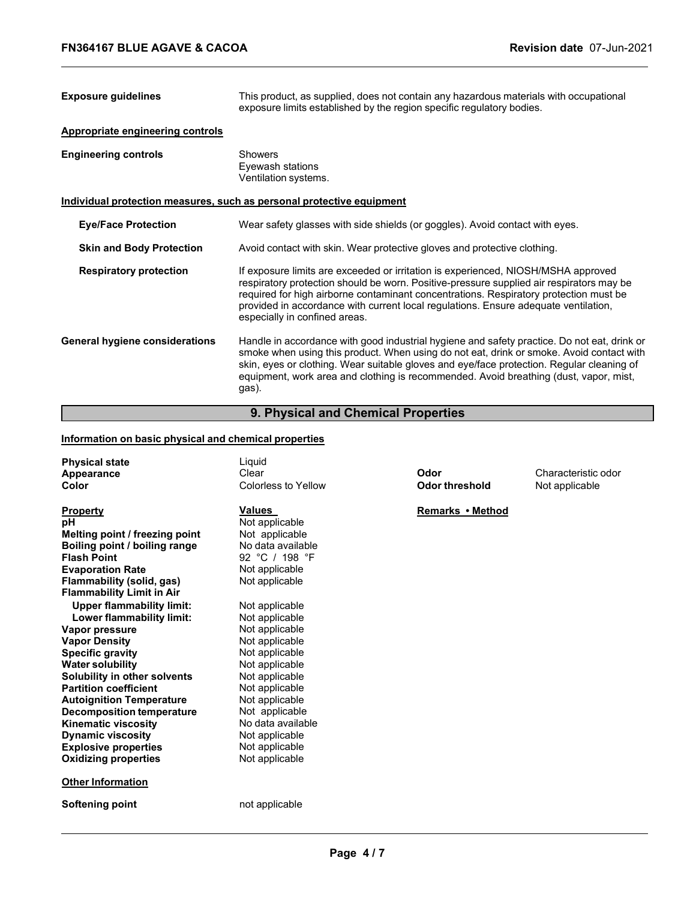| | |
|---|---|
| **Exposure guidelines** | This product, as supplied, does not contain any hazardous materials with occupational exposure limits established by the region specific regulatory bodies. |

**Appropriate engineering controls**

| | |
|---|---|
| **Engineering controls** | Showers<br>Eyewash stations<br>Ventilation systems. |

**Individual protection measures, such as personal protective equipment**

| | |
|---|---|
| **Eye/Face Protection** | Wear safety glasses with side shields (or goggles). Avoid contact with eyes. |
| **Skin and Body Protection** | Avoid contact with skin. Wear protective gloves and protective clothing. |
| **Respiratory protection** | If exposure limits are exceeded or irritation is experienced, NIOSH/MSHA approved respiratory protection should be worn. Positive-pressure supplied air respirators may be required for high airborne contaminant concentrations. Respiratory protection must be provided in accordance with current local regulations. Ensure adequate ventilation, especially in confined areas. |
| **General hygiene considerations** | Handle in accordance with good industrial hygiene and safety practice. Do not eat, drink or smoke when using this product. When using do not eat, drink or smoke. Avoid contact with skin, eyes or clothing. Wear suitable gloves and eye/face protection. Regular cleaning of equipment, work area and clothing is recommended. Avoid breathing (dust, vapor, mist, gas). |

## 9. Physical and Chemical Properties

**Information on basic physical and chemical properties**

| | | | |
|---|---|---|---|
| **Physical state** | Liquid | | |
| **Appearance** | Clear | **Odor** | Characteristic odor |
| **Color** | Colorless to Yellow | **Odor threshold** | Not applicable |

| **Property** | **Values** | **Remarks • Method** |
|---|---|---|
| **pH** | Not applicable | |
| **Melting point / freezing point** | Not applicable | |
| **Boiling point / boiling range** | No data available | |
| **Flash Point** | 92 °C / 198 °F | |
| **Evaporation Rate** | Not applicable | |
| **Flammability (solid, gas)** | Not applicable | |
| **Flammability Limit in Air** | | |
| **Upper flammability limit:** | Not applicable | |
| **Lower flammability limit:** | Not applicable | |
| **Vapor pressure** | Not applicable | |
| **Vapor Density** | Not applicable | |
| **Specific gravity** | Not applicable | |
| **Water solubility** | Not applicable | |
| **Solubility in other solvents** | Not applicable | |
| **Partition coefficient** | Not applicable | |
| **Autoignition Temperature** | Not applicable | |
| **Decomposition temperature** | Not applicable | |
| **Kinematic viscosity** | No data available | |
| **Dynamic viscosity** | Not applicable | |
| **Explosive properties** | Not applicable | |
| **Oxidizing properties** | Not applicable | |

**Other Information**

| | |
|---|---|
| **Softening point** | not applicable |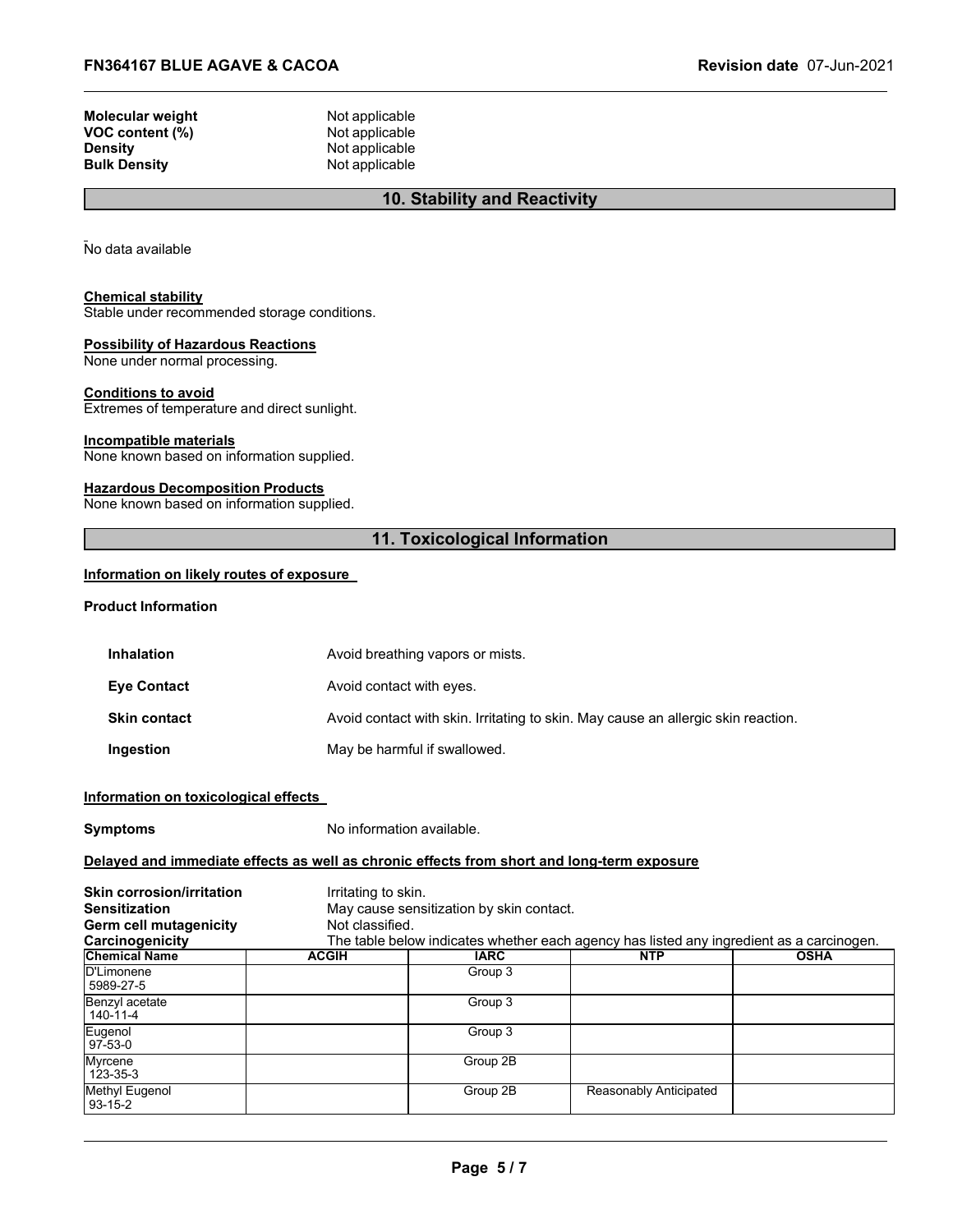| | |
|---|---|
| **Molecular weight** | Not applicable |
| **VOC content (%)** | Not applicable |
| **Density** | Not applicable |
| **Bulk Density** | Not applicable |

## 10. Stability and Reactivity

No data available

**Chemical stability**
Stable under recommended storage conditions.

**Possibility of Hazardous Reactions**
None under normal processing.

**Conditions to avoid**
Extremes of temperature and direct sunlight.

**Incompatible materials**
None known based on information supplied.

**Hazardous Decomposition Products**
None known based on information supplied.

## 11. Toxicological Information

**Information on likely routes of exposure**

**Product Information**

| | |
|---|---|
| **Inhalation** | Avoid breathing vapors or mists. |
| **Eye Contact** | Avoid contact with eyes. |
| **Skin contact** | Avoid contact with skin. Irritating to skin. May cause an allergic skin reaction. |
| **Ingestion** | May be harmful if swallowed. |

**Information on toxicological effects**

**Symptoms** No information available.

**Delayed and immediate effects as well as chronic effects from short and long-term exposure**

| | |
|---|---|
| **Skin corrosion/irritation** | Irritating to skin. |
| **Sensitization** | May cause sensitization by skin contact. |
| **Germ cell mutagenicity** | Not classified. |
| **Carcinogenicity** | The table below indicates whether each agency has listed any ingredient as a carcinogen. |

| Chemical Name | ACGIH | IARC | NTP | OSHA |
|---|---|---|---|---|
| D'Limonene 5989-27-5 | | Group 3 | | |
| Benzyl acetate 140-11-4 | | Group 3 | | |
| Eugenol 97-53-0 | | Group 3 | | |
| Myrcene 123-35-3 | | Group 2B | | |
| Methyl Eugenol 93-15-2 | | Group 2B | Reasonably Anticipated | |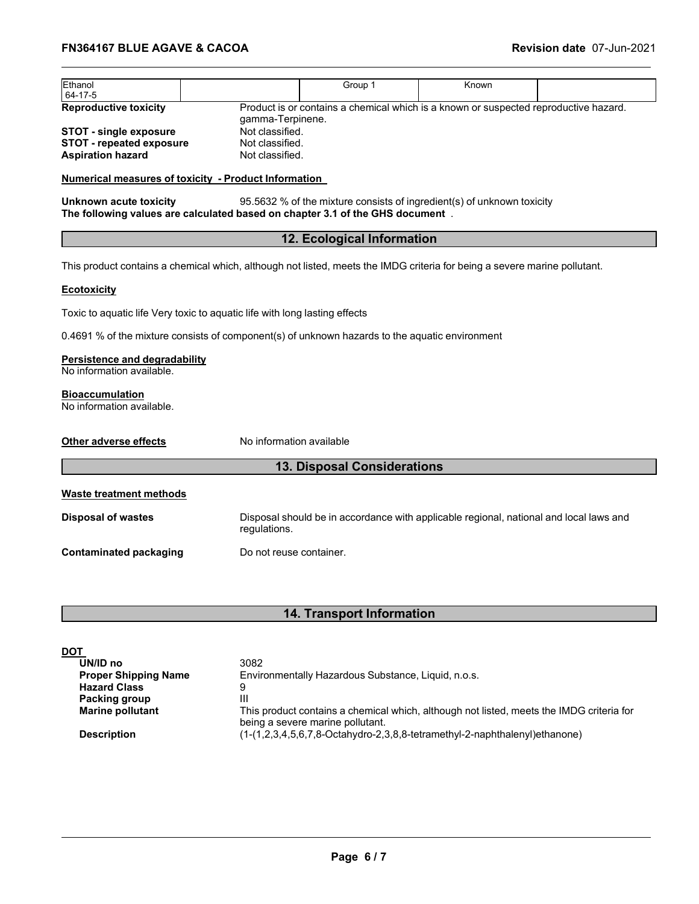| Ethanol 64-17-5 | | Group 1 | Known | |
|---|---|---|---|---|

**Reproductive toxicity** Product is or contains a chemical which is a known or suspected reproductive hazard. gamma-Terpinene.

**STOT - single exposure** Not classified.

**STOT - repeated exposure** Not classified.

**Aspiration hazard** Not classified.

**Numerical measures of toxicity - Product Information**

**Unknown acute toxicity** 95.5632 % of the mixture consists of ingredient(s) of unknown toxicity

**The following values are calculated based on chapter 3.1 of the GHS document** .

## 12. Ecological Information

This product contains a chemical which, although not listed, meets the IMDG criteria for being a severe marine pollutant.

**Ecotoxicity**

Toxic to aquatic life Very toxic to aquatic life with long lasting effects

0.4691 % of the mixture consists of component(s) of unknown hazards to the aquatic environment

**Persistence and degradability**

No information available.

**Bioaccumulation**

No information available.

**Other adverse effects** No information available

## 13. Disposal Considerations

**Waste treatment methods**

**Disposal of wastes** Disposal should be in accordance with applicable regional, national and local laws and regulations.

**Contaminated packaging** Do not reuse container.

## 14. Transport Information

**DOT**

**UN/ID no** 3082

**Proper Shipping Name** Environmentally Hazardous Substance, Liquid, n.o.s.

**Hazard Class** 9

**Packing group** III

**Marine pollutant** This product contains a chemical which, although not listed, meets the IMDG criteria for being a severe marine pollutant.

**Description** (1-(1,2,3,4,5,6,7,8-Octahydro-2,3,8,8-tetramethyl-2-naphthalenyl)ethanone)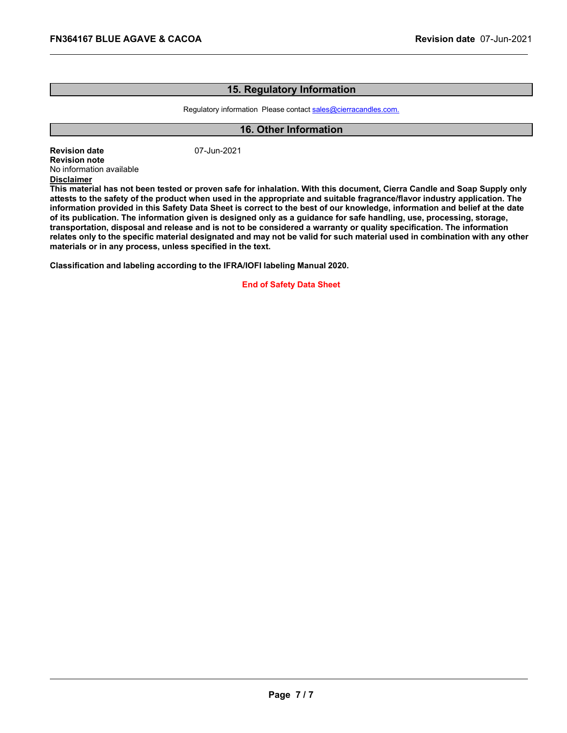## 15. Regulatory Information

Regulatory information Please contact sales@cierracandles.com.

## 16. Other Information

**Revision date** 07-Jun-2021

**Revision note**

No information available

**Disclaimer**

**This material has not been tested or proven safe for inhalation. With this document, Cierra Candle and Soap Supply only attests to the safety of the product when used in the appropriate and suitable fragrance/flavor industry application. The information provided in this Safety Data Sheet is correct to the best of our knowledge, information and belief at the date of its publication. The information given is designed only as a guidance for safe handling, use, processing, storage, transportation, disposal and release and is not to be considered a warranty or quality specification. The information relates only to the specific material designated and may not be valid for such material used in combination with any other materials or in any process, unless specified in the text.**

**Classification and labeling according to the IFRA/IOFI labeling Manual 2020.**

**End of Safety Data Sheet**